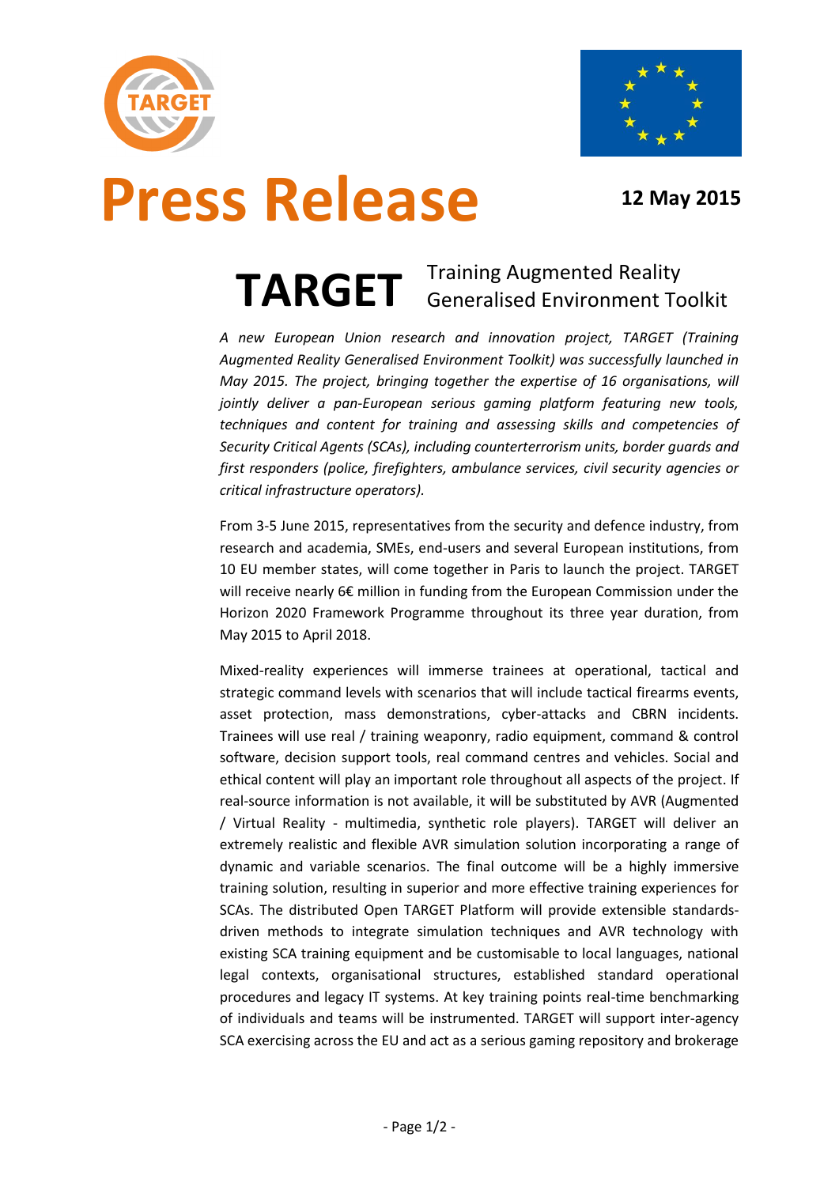# Press Release

**12 May 2015**

## TARGET Training Augmented Reality Generalised Environment Toolkit

*A new European Union research and innovation project, TARGET (Training Augmented Reality Generalised Environment Toolkit) was successfully launched in May 2015. The project, bringing together the expertise of 16 organisations, will jointly deliver a pan-European serious gaming platform featuring new tools, techniques and content for training and assessing skills and competencies of Security Critical Agents (SCAs), including counterterrorism units, border guards and first responders (police, firefighters, ambulance services, civil security agencies or critical infrastructure operators).*

From 3-5 June 2015, representatives from the security and defence industry, from research and academia, SMEs, end-users and several European institutions, from 10 EU member states, will come together in Paris to launch the project. TARGET will receive nearly 6€ million in funding from the European Commission under the Horizon 2020 Framework Programme throughout its three year duration, from May 2015 to April 2018.

Mixed-reality experiences will immerse trainees at operational, tactical and strategic command levels with scenarios that will include tactical firearms events, asset protection, mass demonstrations, cyber-attacks and CBRN incidents. Trainees will use real / training weaponry, radio equipment, command & control software, decision support tools, real command centres and vehicles. Social and ethical content will play an important role throughout all aspects of the project. If real-source information is not available, it will be substituted by AVR (Augmented / Virtual Reality - multimedia, synthetic role players). TARGET will deliver an extremely realistic and flexible AVR simulation solution incorporating a range of dynamic and variable scenarios. The final outcome will be a highly immersive training solution, resulting in superior and more effective training experiences for SCAs. The distributed Open TARGET Platform will provide extensible standards-driven methods to integrate simulation techniques and AVR technology with existing SCA training equipment and be customisable to local languages, national legal contexts, organisational structures, established standard operational procedures and legacy IT systems. At key training points real-time benchmarking of individuals and teams will be instrumented. TARGET will support inter-agency SCA exercising across the EU and act as a serious gaming repository and brokerage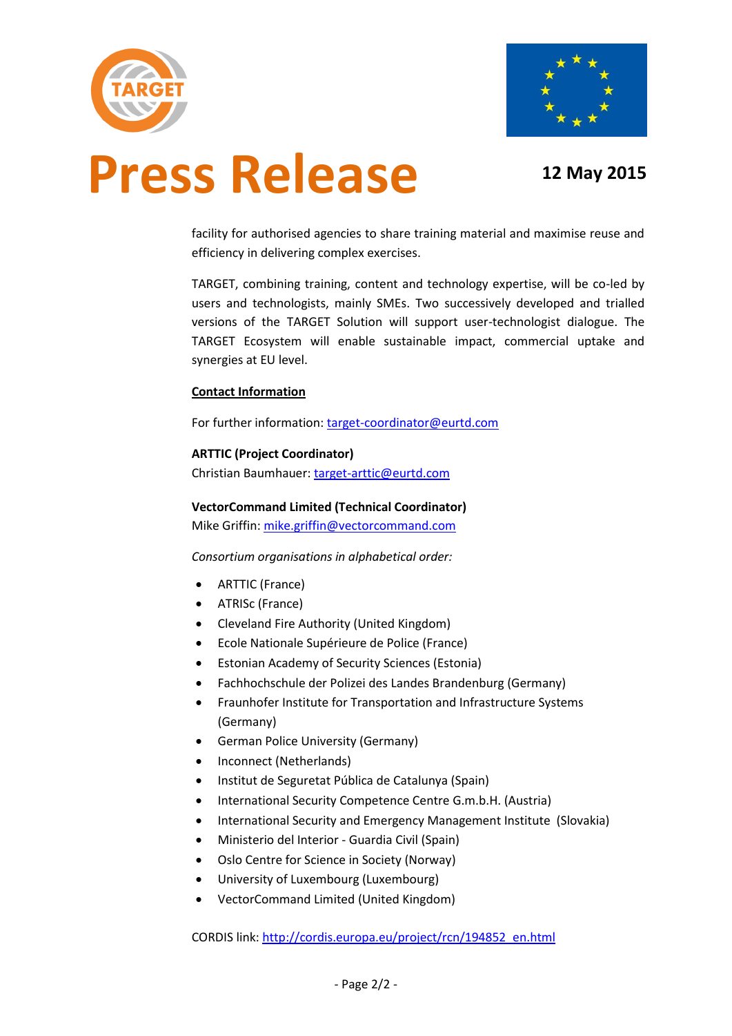# Press Release

**12 May 2015**

facility for authorised agencies to share training material and maximise reuse and efficiency in delivering complex exercises.

TARGET, combining training, content and technology expertise, will be co-led by users and technologists, mainly SMEs. Two successively developed and trialled versions of the TARGET Solution will support user-technologist dialogue. The TARGET Ecosystem will enable sustainable impact, commercial uptake and synergies at EU level.

**Contact Information**

For further information: target-coordinator@eurtd.com

**ARTTIC (Project Coordinator)**
Christian Baumhauer: target-arttic@eurtd.com

**VectorCommand Limited (Technical Coordinator)**
Mike Griffin: mike.griffin@vectorcommand.com

*Consortium organisations in alphabetical order:*

- ARTTIC (France)
- ATRISc (France)
- Cleveland Fire Authority (United Kingdom)
- Ecole Nationale Supérieure de Police (France)
- Estonian Academy of Security Sciences (Estonia)
- Fachhochschule der Polizei des Landes Brandenburg (Germany)
- Fraunhofer Institute for Transportation and Infrastructure Systems (Germany)
- German Police University (Germany)
- Inconnect (Netherlands)
- Institut de Seguretat Pública de Catalunya (Spain)
- International Security Competence Centre G.m.b.H. (Austria)
- International Security and Emergency Management Institute (Slovakia)
- Ministerio del Interior - Guardia Civil (Spain)
- Oslo Centre for Science in Society (Norway)
- University of Luxembourg (Luxembourg)
- VectorCommand Limited (United Kingdom)

CORDIS link: http://cordis.europa.eu/project/rcn/194852_en.html